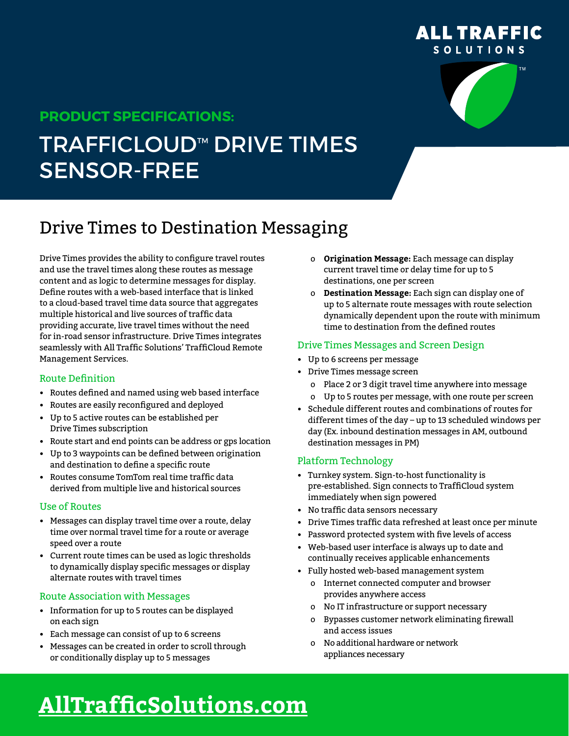ALL TRAFFIC SOLUTIONS

## PRODUCT SPECIFICATIONS:

# TRAFFICLOUD™ DRIVE TIMES SENSOR-FREE

## Drive Times to Destination Messaging

Drive Times provides the ability to configure travel routes and use the travel times along these routes as message content and as logic to determine messages for display. Define routes with a web-based interface that is linked to a cloud-based travel time data source that aggregates multiple historical and live sources of traffic data providing accurate, live travel times without the need for in-road sensor infrastructure. Drive Times integrates seamlessly with All Traffic Solutions' TraffiCloud Remote Management Services.

### Route Definition

- Routes defined and named using web based interface
- Routes are easily reconfigured and deployed
- Up to 5 active routes can be established per Drive Times subscription
- Route start and end points can be address or gps location
- Up to 3 waypoints can be defined between origination and destination to define a specific route
- Routes consume TomTom real time traffic data derived from multiple live and historical sources

### Use of Routes

- Messages can display travel time over a route, delay time over normal travel time for a route or average speed over a route
- Current route times can be used as logic thresholds to dynamically display specific messages or display alternate routes with travel times

### Route Association with Messages

- Information for up to 5 routes can be displayed on each sign
- Each message can consist of up to 6 screens
- Messages can be created in order to scroll through or conditionally display up to 5 messages
  - **Origination Message:** Each message can display current travel time or delay time for up to 5 destinations, one per screen
  - **Destination Message:** Each sign can display one of up to 5 alternate route messages with route selection dynamically dependent upon the route with minimum time to destination from the defined routes

### Drive Times Messages and Screen Design

- Up to 6 screens per message
- Drive Times message screen
  - Place 2 or 3 digit travel time anywhere into message
  - Up to 5 routes per message, with one route per screen
- Schedule different routes and combinations of routes for different times of the day – up to 13 scheduled windows per day (Ex. inbound destination messages in AM, outbound destination messages in PM)

### Platform Technology

- Turnkey system. Sign-to-host functionality is pre-established. Sign connects to TraffiCloud system immediately when sign powered
- No traffic data sensors necessary
- Drive Times traffic data refreshed at least once per minute
- Password protected system with five levels of access
- Web-based user interface is always up to date and continually receives applicable enhancements
- Fully hosted web-based management system
  - Internet connected computer and browser provides anywhere access
  - No IT infrastructure or support necessary
  - Bypasses customer network eliminating firewall and access issues
  - No additional hardware or network appliances necessary

**AllTrafficSolutions.com**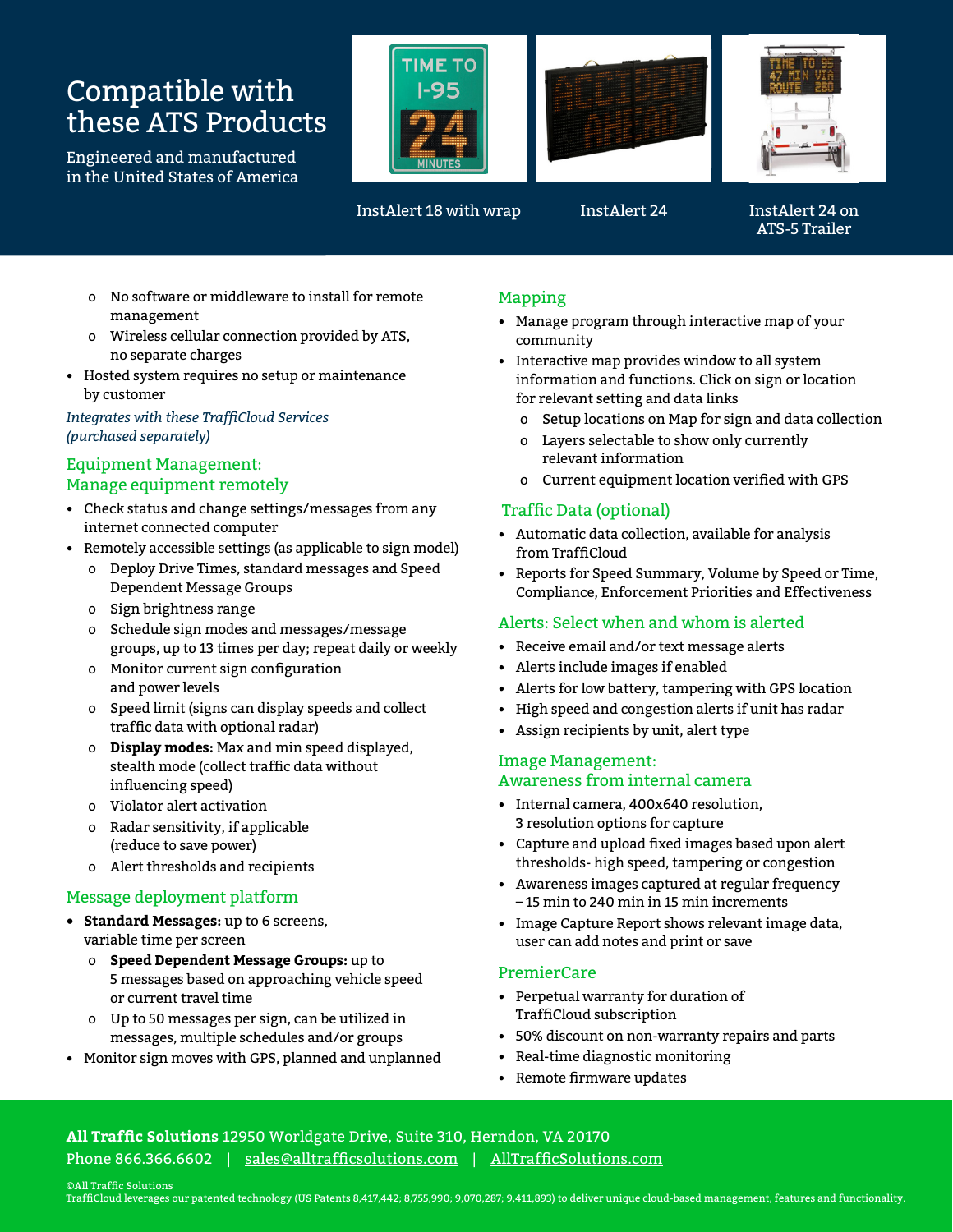# Compatible with these ATS Products

Engineered and manufactured in the United States of America

InstAlert 18 with wrap

InstAlert 24

InstAlert 24 on ATS-5 Trailer

- No software or middleware to install for remote management
- Wireless cellular connection provided by ATS, no separate charges

- Hosted system requires no setup or maintenance by customer

*Integrates with these TraffiCloud Services (purchased separately)*

## Equipment Management: Manage equipment remotely

- Check status and change settings/messages from any internet connected computer
- Remotely accessible settings (as applicable to sign model)
  - Deploy Drive Times, standard messages and Speed Dependent Message Groups
  - Sign brightness range
  - Schedule sign modes and messages/message groups, up to 13 times per day; repeat daily or weekly
  - Monitor current sign configuration and power levels
  - Speed limit (signs can display speeds and collect traffic data with optional radar)
  - **Display modes:** Max and min speed displayed, stealth mode (collect traffic data without influencing speed)
  - Violator alert activation
  - Radar sensitivity, if applicable (reduce to save power)
  - Alert thresholds and recipients

## Message deployment platform

- **Standard Messages:** up to 6 screens, variable time per screen
  - **Speed Dependent Message Groups:** up to 5 messages based on approaching vehicle speed or current travel time
  - Up to 50 messages per sign, can be utilized in messages, multiple schedules and/or groups
- Monitor sign moves with GPS, planned and unplanned

## Mapping

- Manage program through interactive map of your community
- Interactive map provides window to all system information and functions. Click on sign or location for relevant setting and data links
  - Setup locations on Map for sign and data collection
  - Layers selectable to show only currently relevant information
  - Current equipment location verified with GPS

## Traffic Data (optional)

- Automatic data collection, available for analysis from TraffiCloud
- Reports for Speed Summary, Volume by Speed or Time, Compliance, Enforcement Priorities and Effectiveness

## Alerts: Select when and whom is alerted

- Receive email and/or text message alerts
- Alerts include images if enabled
- Alerts for low battery, tampering with GPS location
- High speed and congestion alerts if unit has radar
- Assign recipients by unit, alert type

## Image Management: Awareness from internal camera

- Internal camera, 400x640 resolution, 3 resolution options for capture
- Capture and upload fixed images based upon alert thresholds- high speed, tampering or congestion
- Awareness images captured at regular frequency – 15 min to 240 min in 15 min increments
- Image Capture Report shows relevant image data, user can add notes and print or save

## PremierCare

- Perpetual warranty for duration of TraffiCloud subscription
- 50% discount on non-warranty repairs and parts
- Real-time diagnostic monitoring
- Remote firmware updates

**All Traffic Solutions** 12950 Worldgate Drive, Suite 310, Herndon, VA 20170
Phone 866.366.6602 | sales@alltrafficsolutions.com | AllTrafficSolutions.com

©All Traffic Solutions
TraffiCloud leverages our patented technology (US Patents 8,417,442; 8,755,990; 9,070,287; 9,411,893) to deliver unique cloud-based management, features and functionality.